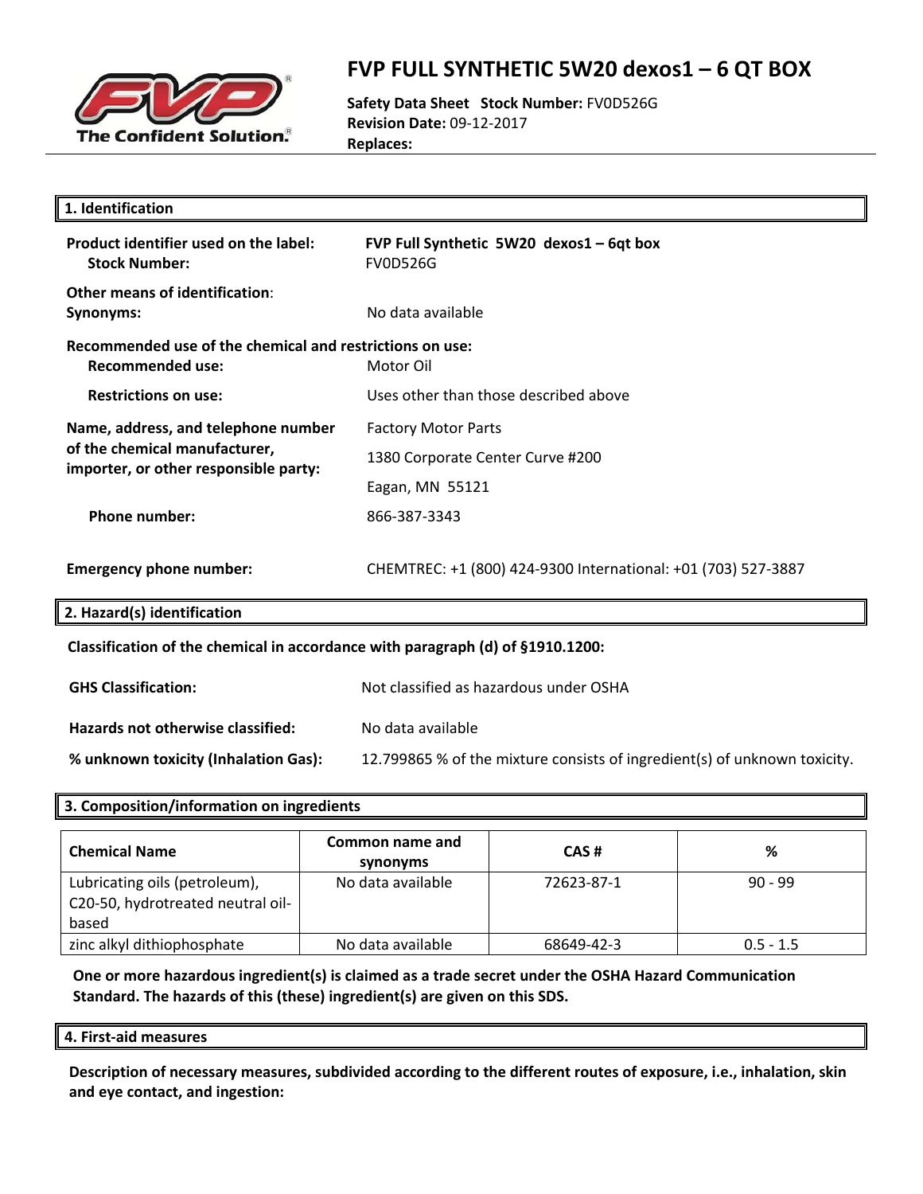# FVP FULL SYNTHETIC 5W20 dexos1 – 6 QT BOX

**Safety Data Sheet** **Stock Number:** FV0D526G
**Revision Date:** 09-12-2017
**Replaces:**

## 1. Identification

| | |
|---|---|
| **Product identifier used on the label:** | **FVP Full Synthetic 5W20 dexos1 – 6qt box** |
| **Stock Number:** | FV0D526G |
| **Other means of identification:** | |
| **Synonyms:** | No data available |

**Recommended use of the chemical and restrictions on use:**

| | |
|---|---|
| **Recommended use:** | Motor Oil |
| **Restrictions on use:** | Uses other than those described above |
| **Name, address, and telephone number of the chemical manufacturer, importer, or other responsible party:** | Factory Motor Parts<br>1380 Corporate Center Curve #200<br>Eagan, MN 55121 |
| **Phone number:** | 866-387-3343 |
| **Emergency phone number:** | CHEMTREC: +1 (800) 424-9300 International: +01 (703) 527-3887 |

## 2. Hazard(s) identification

**Classification of the chemical in accordance with paragraph (d) of §1910.1200:**

| | |
|---|---|
| **GHS Classification:** | Not classified as hazardous under OSHA |
| **Hazards not otherwise classified:** | No data available |
| **% unknown toxicity (Inhalation Gas):** | 12.799865 % of the mixture consists of ingredient(s) of unknown toxicity. |

## 3. Composition/information on ingredients

| Chemical Name | Common name and synonyms | CAS # | % |
|---|---|---|---|
| Lubricating oils (petroleum), C20-50, hydrotreated neutral oil-based | No data available | 72623-87-1 | 90 - 99 |
| zinc alkyl dithiophosphate | No data available | 68649-42-3 | 0.5 - 1.5 |

**One or more hazardous ingredient(s) is claimed as a trade secret under the OSHA Hazard Communication Standard. The hazards of this (these) ingredient(s) are given on this SDS.**

## 4. First-aid measures

**Description of necessary measures, subdivided according to the different routes of exposure, i.e., inhalation, skin and eye contact, and ingestion:**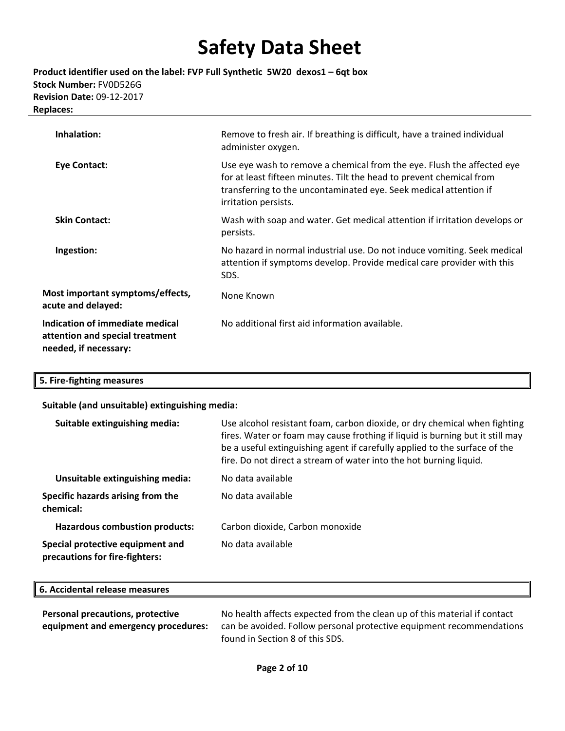**Inhalation:** Remove to fresh air. If breathing is difficult, have a trained individual administer oxygen.

**Eye Contact:** Use eye wash to remove a chemical from the eye. Flush the affected eye for at least fifteen minutes. Tilt the head to prevent chemical from transferring to the uncontaminated eye. Seek medical attention if irritation persists.

**Skin Contact:** Wash with soap and water. Get medical attention if irritation develops or persists.

**Ingestion:** No hazard in normal industrial use. Do not induce vomiting. Seek medical attention if symptoms develop. Provide medical care provider with this SDS.

**Most important symptoms/effects, acute and delayed:** None Known

**Indication of immediate medical attention and special treatment needed, if necessary:** No additional first aid information available.

## 5. Fire-fighting measures

**Suitable (and unsuitable) extinguishing media:**

**Suitable extinguishing media:** Use alcohol resistant foam, carbon dioxide, or dry chemical when fighting fires. Water or foam may cause frothing if liquid is burning but it still may be a useful extinguishing agent if carefully applied to the surface of the fire. Do not direct a stream of water into the hot burning liquid.

**Unsuitable extinguishing media:** No data available

**Specific hazards arising from the chemical:** No data available

**Hazardous combustion products:** Carbon dioxide, Carbon monoxide

**Special protective equipment and precautions for fire-fighters:** No data available

## 6. Accidental release measures

**Personal precautions, protective equipment and emergency procedures:** No health affects expected from the clean up of this material if contact can be avoided. Follow personal protective equipment recommendations found in Section 8 of this SDS.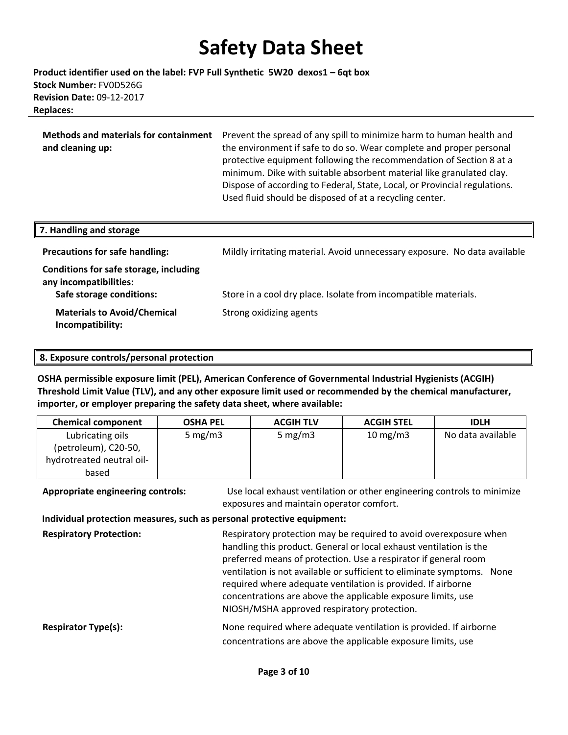**Methods and materials for containment and cleaning up:** Prevent the spread of any spill to minimize harm to human health and the environment if safe to do so. Wear complete and proper personal protective equipment following the recommendation of Section 8 at a minimum. Dike with suitable absorbent material like granulated clay. Dispose of according to Federal, State, Local, or Provincial regulations. Used fluid should be disposed of at a recycling center.

## 7. Handling and storage

**Precautions for safe handling:** Mildly irritating material. Avoid unnecessary exposure. No data available

**Conditions for safe storage, including any incompatibilities:**

**Safe storage conditions:** Store in a cool dry place. Isolate from incompatible materials.

**Materials to Avoid/Chemical Incompatibility:** Strong oxidizing agents

## 8. Exposure controls/personal protection

**OSHA permissible exposure limit (PEL), American Conference of Governmental Industrial Hygienists (ACGIH) Threshold Limit Value (TLV), and any other exposure limit used or recommended by the chemical manufacturer, importer, or employer preparing the safety data sheet, where available:**

| Chemical component | OSHA PEL | ACGIH TLV | ACGIH STEL | IDLH |
|---|---|---|---|---|
| Lubricating oils (petroleum), C20-50, hydrotreated neutral oil-based | 5 mg/m3 | 5 mg/m3 | 10 mg/m3 | No data available |

**Appropriate engineering controls:** Use local exhaust ventilation or other engineering controls to minimize exposures and maintain operator comfort.

**Individual protection measures, such as personal protective equipment:**

**Respiratory Protection:** Respiratory protection may be required to avoid overexposure when handling this product. General or local exhaust ventilation is the preferred means of protection. Use a respirator if general room ventilation is not available or sufficient to eliminate symptoms. None required where adequate ventilation is provided. If airborne concentrations are above the applicable exposure limits, use NIOSH/MSHA approved respiratory protection.

**Respirator Type(s):** None required where adequate ventilation is provided. If airborne concentrations are above the applicable exposure limits, use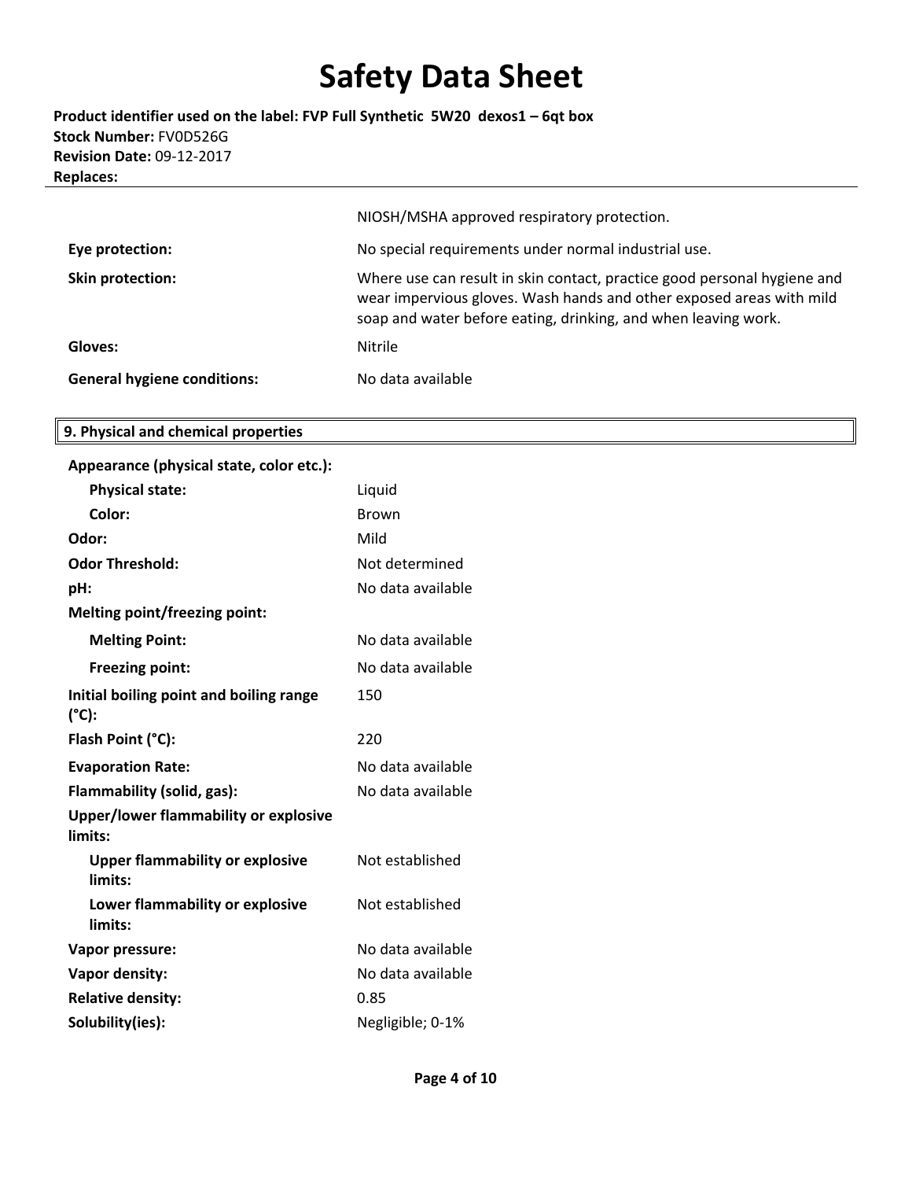| | |
|---|---|
| | NIOSH/MSHA approved respiratory protection. |
| **Eye protection:** | No special requirements under normal industrial use. |
| **Skin protection:** | Where use can result in skin contact, practice good personal hygiene and wear impervious gloves. Wash hands and other exposed areas with mild soap and water before eating, drinking, and when leaving work. |
| **Gloves:** | Nitrile |
| **General hygiene conditions:** | No data available |

## 9. Physical and chemical properties

| | |
|---|---|
| **Appearance (physical state, color etc.):** | |
| **Physical state:** | Liquid |
| **Color:** | Brown |
| **Odor:** | Mild |
| **Odor Threshold:** | Not determined |
| **pH:** | No data available |
| **Melting point/freezing point:** | |
| **Melting Point:** | No data available |
| **Freezing point:** | No data available |
| **Initial boiling point and boiling range (°C):** | 150 |
| **Flash Point (°C):** | 220 |
| **Evaporation Rate:** | No data available |
| **Flammability (solid, gas):** | No data available |
| **Upper/lower flammability or explosive limits:** | |
| **Upper flammability or explosive limits:** | Not established |
| **Lower flammability or explosive limits:** | Not established |
| **Vapor pressure:** | No data available |
| **Vapor density:** | No data available |
| **Relative density:** | 0.85 |
| **Solubility(ies):** | Negligible; 0-1% |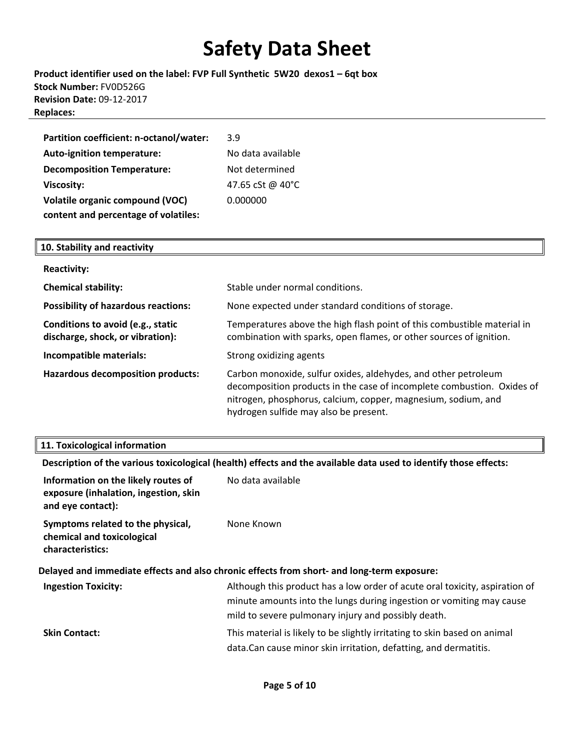| | |
|---|---|
| **Partition coefficient: n-octanol/water:** | 3.9 |
| **Auto-ignition temperature:** | No data available |
| **Decomposition Temperature:** | Not determined |
| **Viscosity:** | 47.65 cSt @ 40°C |
| **Volatile organic compound (VOC) content and percentage of volatiles:** | 0.000000 |

## 10. Stability and reactivity

| | |
|---|---|
| **Reactivity:** | |
| **Chemical stability:** | Stable under normal conditions. |
| **Possibility of hazardous reactions:** | None expected under standard conditions of storage. |
| **Conditions to avoid (e.g., static discharge, shock, or vibration):** | Temperatures above the high flash point of this combustible material in combination with sparks, open flames, or other sources of ignition. |
| **Incompatible materials:** | Strong oxidizing agents |
| **Hazardous decomposition products:** | Carbon monoxide, sulfur oxides, aldehydes, and other petroleum decomposition products in the case of incomplete combustion. Oxides of nitrogen, phosphorus, calcium, copper, magnesium, sodium, and hydrogen sulfide may also be present. |

## 11. Toxicological information

**Description of the various toxicological (health) effects and the available data used to identify those effects:**

| | |
|---|---|
| **Information on the likely routes of exposure (inhalation, ingestion, skin and eye contact):** | No data available |
| **Symptoms related to the physical, chemical and toxicological characteristics:** | None Known |

**Delayed and immediate effects and also chronic effects from short- and long-term exposure:**

| | |
|---|---|
| **Ingestion Toxicity:** | Although this product has a low order of acute oral toxicity, aspiration of minute amounts into the lungs during ingestion or vomiting may cause mild to severe pulmonary injury and possibly death. |
| **Skin Contact:** | This material is likely to be slightly irritating to skin based on animal data.Can cause minor skin irritation, defatting, and dermatitis. |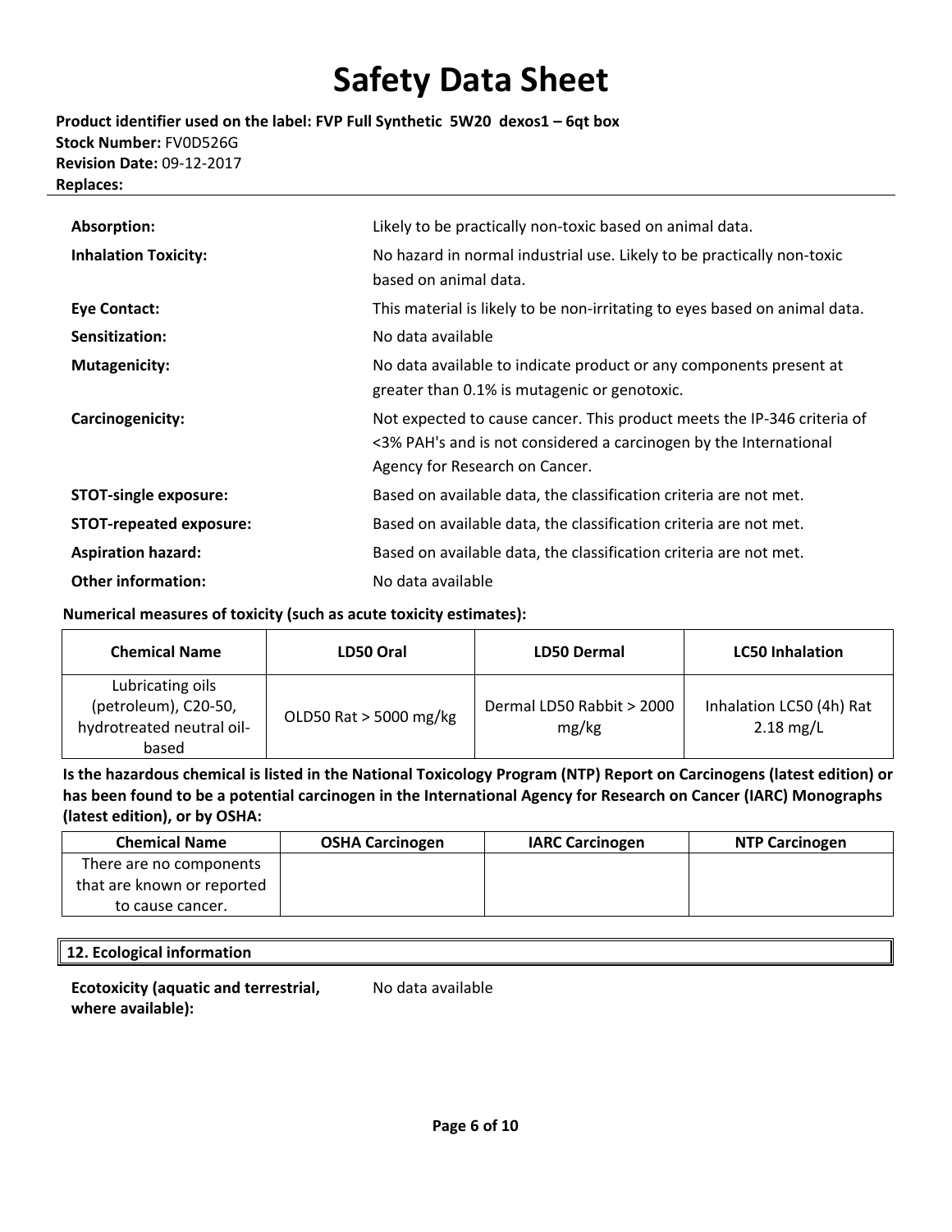**Absorption:** Likely to be practically non-toxic based on animal data.

**Inhalation Toxicity:** No hazard in normal industrial use. Likely to be practically non-toxic based on animal data.

**Eye Contact:** This material is likely to be non-irritating to eyes based on animal data.

**Sensitization:** No data available

**Mutagenicity:** No data available to indicate product or any components present at greater than 0.1% is mutagenic or genotoxic.

**Carcinogenicity:** Not expected to cause cancer. This product meets the IP-346 criteria of <3% PAH's and is not considered a carcinogen by the International Agency for Research on Cancer.

**STOT-single exposure:** Based on available data, the classification criteria are not met.

**STOT-repeated exposure:** Based on available data, the classification criteria are not met.

**Aspiration hazard:** Based on available data, the classification criteria are not met.

**Other information:** No data available

**Numerical measures of toxicity (such as acute toxicity estimates):**

| Chemical Name | LD50 Oral | LD50 Dermal | LC50 Inhalation |
| --- | --- | --- | --- |
| Lubricating oils (petroleum), C20-50, hydrotreated neutral oil-based | OLD50 Rat > 5000 mg/kg | Dermal LD50 Rabbit > 2000 mg/kg | Inhalation LC50 (4h) Rat 2.18 mg/L |

**Is the hazardous chemical is listed in the National Toxicology Program (NTP) Report on Carcinogens (latest edition) or has been found to be a potential carcinogen in the International Agency for Research on Cancer (IARC) Monographs (latest edition), or by OSHA:**

| Chemical Name | OSHA Carcinogen | IARC Carcinogen | NTP Carcinogen |
| --- | --- | --- | --- |
| There are no components that are known or reported to cause cancer. | | | |

## 12. Ecological information

**Ecotoxicity (aquatic and terrestrial, where available):** No data available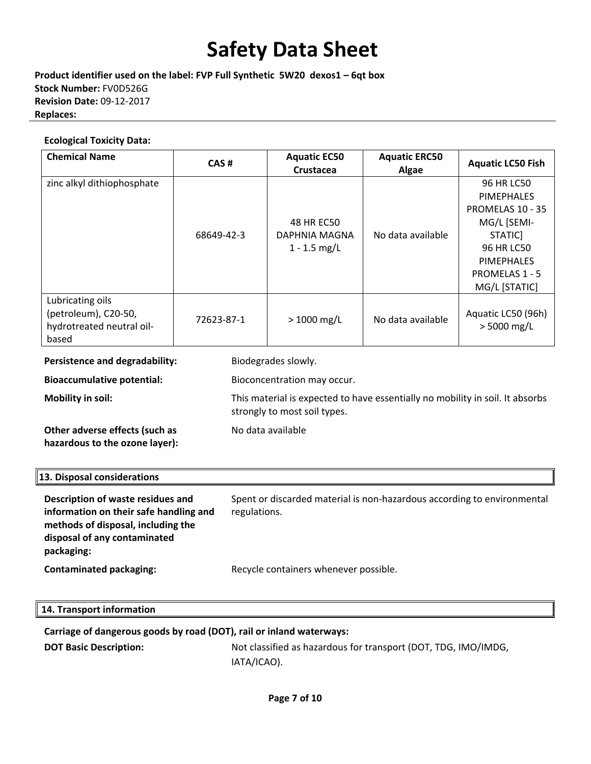# Safety Data Sheet

**Product identifier used on the label: FVP Full Synthetic 5W20 dexos1 – 6qt box**
**Stock Number:** FV0D526G
**Revision Date:** 09-12-2017
**Replaces:**

**Ecological Toxicity Data:**

| Chemical Name | CAS # | Aquatic EC50 Crustacea | Aquatic ERC50 Algae | Aquatic LC50 Fish |
|---|---|---|---|---|
| zinc alkyl dithiophosphate | 68649-42-3 | 48 HR EC50 DAPHNIA MAGNA 1 - 1.5 mg/L | No data available | 96 HR LC50 PIMEPHALES PROMELAS 10 - 35 MG/L [SEMI-STATIC] 96 HR LC50 PIMEPHALES PROMELAS 1 - 5 MG/L [STATIC] |
| Lubricating oils (petroleum), C20-50, hydrotreated neutral oil-based | 72623-87-1 | > 1000 mg/L | No data available | Aquatic LC50 (96h) > 5000 mg/L |

**Persistence and degradability:** Biodegrades slowly.

**Bioaccumulative potential:** Bioconcentration may occur.

**Mobility in soil:** This material is expected to have essentially no mobility in soil. It absorbs strongly to most soil types.

**Other adverse effects (such as hazardous to the ozone layer):** No data available

## 13. Disposal considerations

**Description of waste residues and information on their safe handling and methods of disposal, including the disposal of any contaminated packaging:** Spent or discarded material is non-hazardous according to environmental regulations.

**Contaminated packaging:** Recycle containers whenever possible.

## 14. Transport information

**Carriage of dangerous goods by road (DOT), rail or inland waterways:**

**DOT Basic Description:** Not classified as hazardous for transport (DOT, TDG, IMO/IMDG, IATA/ICAO).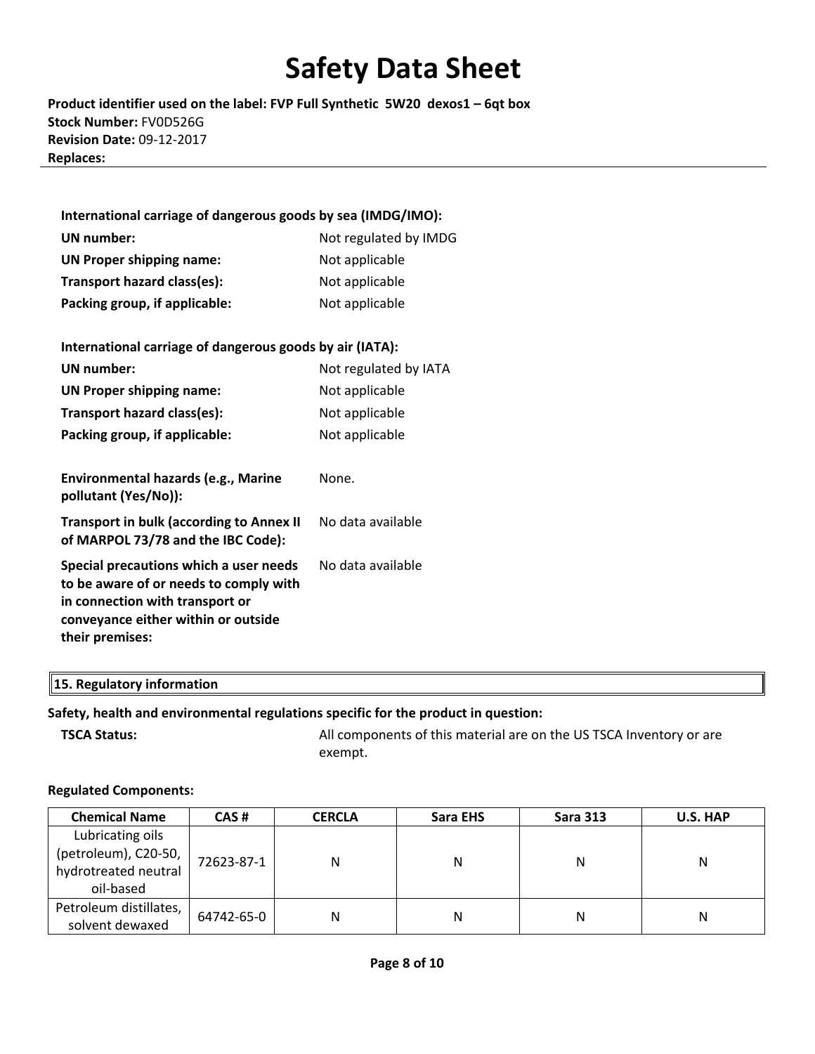**International carriage of dangerous goods by sea (IMDG/IMO):**

| | |
|---|---|
| **UN number:** | Not regulated by IMDG |
| **UN Proper shipping name:** | Not applicable |
| **Transport hazard class(es):** | Not applicable |
| **Packing group, if applicable:** | Not applicable |

**International carriage of dangerous goods by air (IATA):**

| | |
|---|---|
| **UN number:** | Not regulated by IATA |
| **UN Proper shipping name:** | Not applicable |
| **Transport hazard class(es):** | Not applicable |
| **Packing group, if applicable:** | Not applicable |

| | |
|---|---|
| **Environmental hazards (e.g., Marine pollutant (Yes/No)):** | None. |
| **Transport in bulk (according to Annex II of MARPOL 73/78 and the IBC Code):** | No data available |
| **Special precautions which a user needs to be aware of or needs to comply with in connection with transport or conveyance either within or outside their premises:** | No data available |

## 15. Regulatory information

**Safety, health and environmental regulations specific for the product in question:**

**TSCA Status:** All components of this material are on the US TSCA Inventory or are exempt.

**Regulated Components:**

| Chemical Name | CAS # | CERCLA | Sara EHS | Sara 313 | U.S. HAP |
|---|---|---|---|---|---|
| Lubricating oils (petroleum), C20-50, hydrotreated neutral oil-based | 72623-87-1 | N | N | N | N |
| Petroleum distillates, solvent dewaxed | 64742-65-0 | N | N | N | N |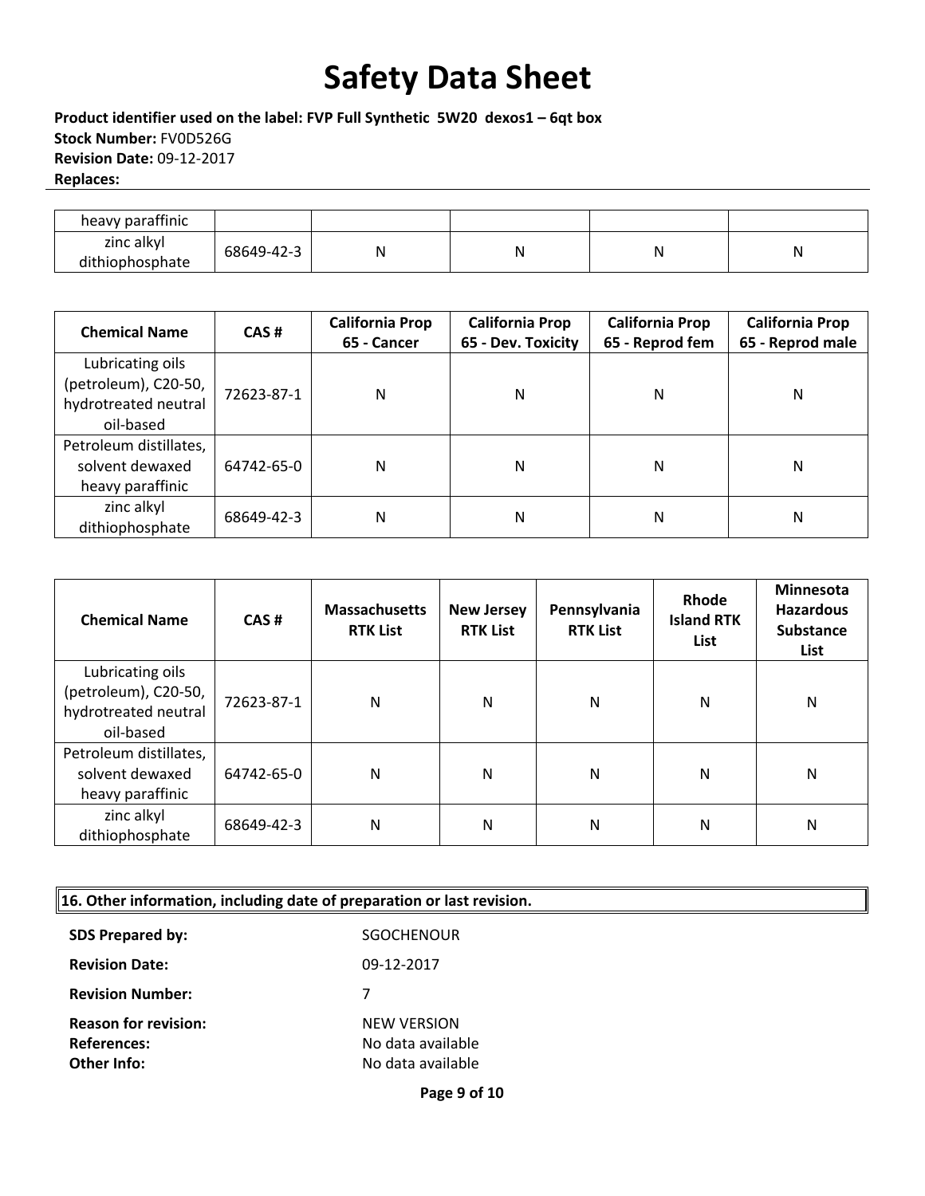| heavy paraffinic | | | | | |
|---|---|---|---|---|---|
| zinc alkyl dithiophosphate | 68649-42-3 | N | N | N | N |

| Chemical Name | CAS # | California Prop 65 - Cancer | California Prop 65 - Dev. Toxicity | California Prop 65 - Reprod fem | California Prop 65 - Reprod male |
|---|---|---|---|---|---|
| Lubricating oils (petroleum), C20-50, hydrotreated neutral oil-based | 72623-87-1 | N | N | N | N |
| Petroleum distillates, solvent dewaxed heavy paraffinic | 64742-65-0 | N | N | N | N |
| zinc alkyl dithiophosphate | 68649-42-3 | N | N | N | N |

| Chemical Name | CAS # | Massachusetts RTK List | New Jersey RTK List | Pennsylvania RTK List | Rhode Island RTK List | Minnesota Hazardous Substance List |
|---|---|---|---|---|---|---|
| Lubricating oils (petroleum), C20-50, hydrotreated neutral oil-based | 72623-87-1 | N | N | N | N | N |
| Petroleum distillates, solvent dewaxed heavy paraffinic | 64742-65-0 | N | N | N | N | N |
| zinc alkyl dithiophosphate | 68649-42-3 | N | N | N | N | N |

## 16. Other information, including date of preparation or last revision.

**SDS Prepared by:** SGOCHENOUR

**Revision Date:** 09-12-2017

**Revision Number:** 7

**Reason for revision:** NEW VERSION

**References:** No data available

**Other Info:** No data available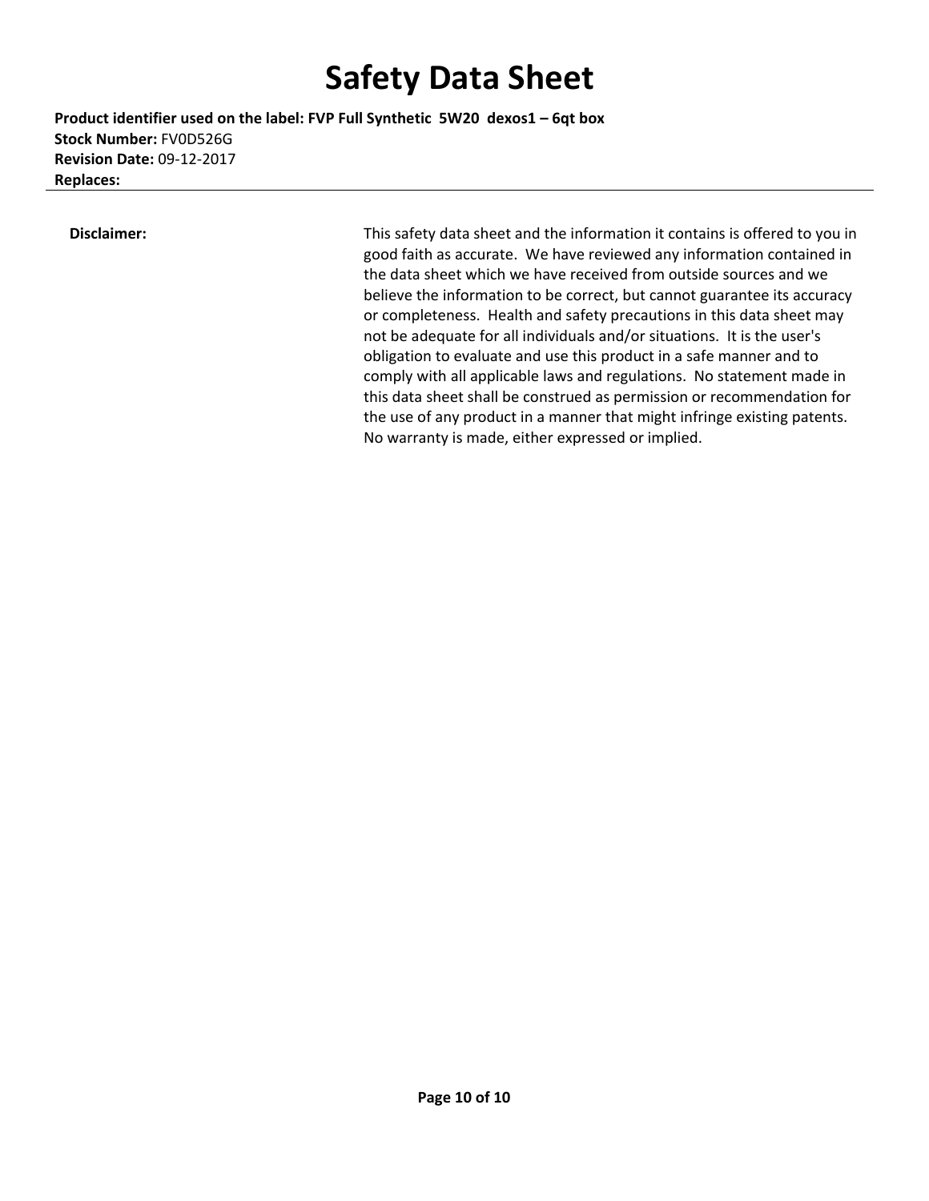# Safety Data Sheet

**Product identifier used on the label: FVP Full Synthetic 5W20 dexos1 – 6qt box**
**Stock Number:** FV0D526G
**Revision Date:** 09-12-2017
**Replaces:**

---

**Disclaimer:** This safety data sheet and the information it contains is offered to you in good faith as accurate. We have reviewed any information contained in the data sheet which we have received from outside sources and we believe the information to be correct, but cannot guarantee its accuracy or completeness. Health and safety precautions in this data sheet may not be adequate for all individuals and/or situations. It is the user's obligation to evaluate and use this product in a safe manner and to comply with all applicable laws and regulations. No statement made in this data sheet shall be construed as permission or recommendation for the use of any product in a manner that might infringe existing patents. No warranty is made, either expressed or implied.